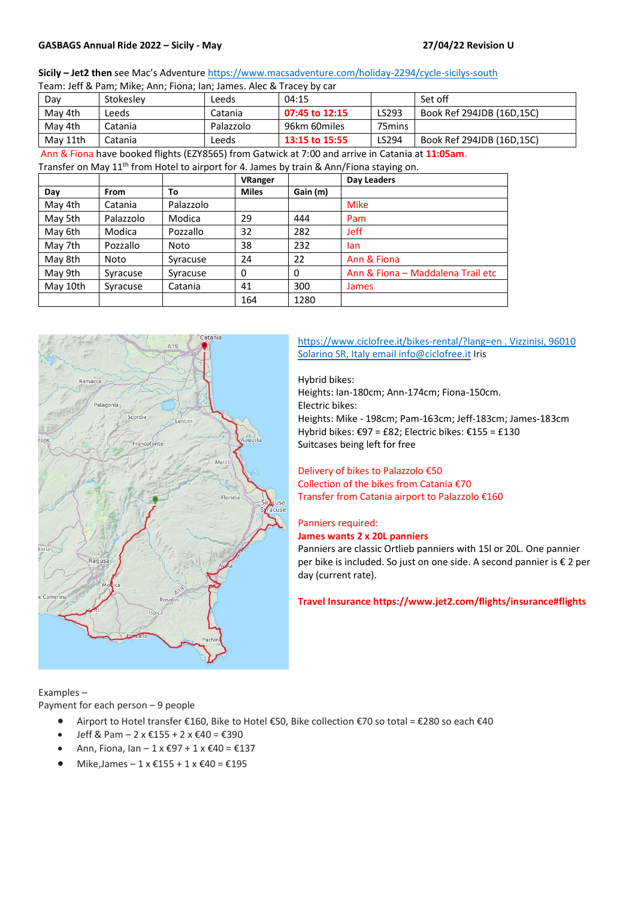**GASBAGS Annual Ride 2022 – Sicily - May** **27/04/22 Revision U**

**Sicily – Jet2 then** see Mac's Adventure https://www.macsadventure.com/holiday-2294/cycle-sicilys-south

Team: Jeff & Pam; Mike; Ann; Fiona; Ian; James. Alec & Tracey by car

| Day | Stokesley | Leeds | 04:15 | | Set off |
|---|---|---|---|---|---|
| May 4th | Leeds | Catania | **07:45 to 12:15** | LS293 | Book Ref 294JDB (16D,15C) |
| May 4th | Catania | Palazzolo | 96km 60miles | 75mins | |
| May 11th | Catania | Leeds | **13:15 to 15:55** | LS294 | Book Ref 294JDB (16D,15C) |

Ann & Fiona have booked flights (EZY8565) from Gatwick at 7:00 and arrive in Catania at **11:05am**.

Transfer on May 11th from Hotel to airport for 4. James by train & Ann/Fiona staying on.

| | | | VRanger | | Day Leaders |
|---|---|---|---|---|---|
| **Day** | **From** | **To** | **Miles** | **Gain (m)** | |
| May 4th | Catania | Palazzolo | | | Mike |
| May 5th | Palazzolo | Modica | 29 | 444 | Pam |
| May 6th | Modica | Pozzallo | 32 | 282 | Jeff |
| May 7th | Pozzallo | Noto | 38 | 232 | Ian |
| May 8th | Noto | Syracuse | 24 | 22 | Ann & Fiona |
| May 9th | Syracuse | Syracuse | 0 | 0 | Ann & Fiona – Maddalena Trail etc |
| May 10th | Syracuse | Catania | 41 | 300 | James |
| | | | 164 | 1280 | |

https://www.ciclofree.it/bikes-rental/?lang=en . Vizzinisi, 96010 Solarino SR, Italy email info@ciclofree.it Iris

Hybrid bikes:
Heights: Ian-180cm; Ann-174cm; Fiona-150cm.
Electric bikes:
Heights: Mike - 198cm; Pam-163cm; Jeff-183cm; James-183cm
Hybrid bikes: €97 = £82; Electric bikes: €155 = £130
Suitcases being left for free

Delivery of bikes to Palazzolo €50
Collection of the bikes from Catania €70
Transfer from Catania airport to Palazzolo €160

Panniers required:
**James wants 2 x 20L panniers**
Panniers are classic Ortlieb panniers with 15l or 20L. One pannier per bike is included. So just on one side. A second pannier is € 2 per day (current rate).

**Travel Insurance https://www.jet2.com/flights/insurance#flights**

Examples –
Payment for each person – 9 people

- Airport to Hotel transfer €160, Bike to Hotel €50, Bike collection €70 so total = €280 so each €40
- Jeff & Pam – 2 x €155 + 2 x €40 = €390
- Ann, Fiona, Ian – 1 x €97 + 1 x €40 = €137
- Mike,James – 1 x €155 + 1 x €40 = €195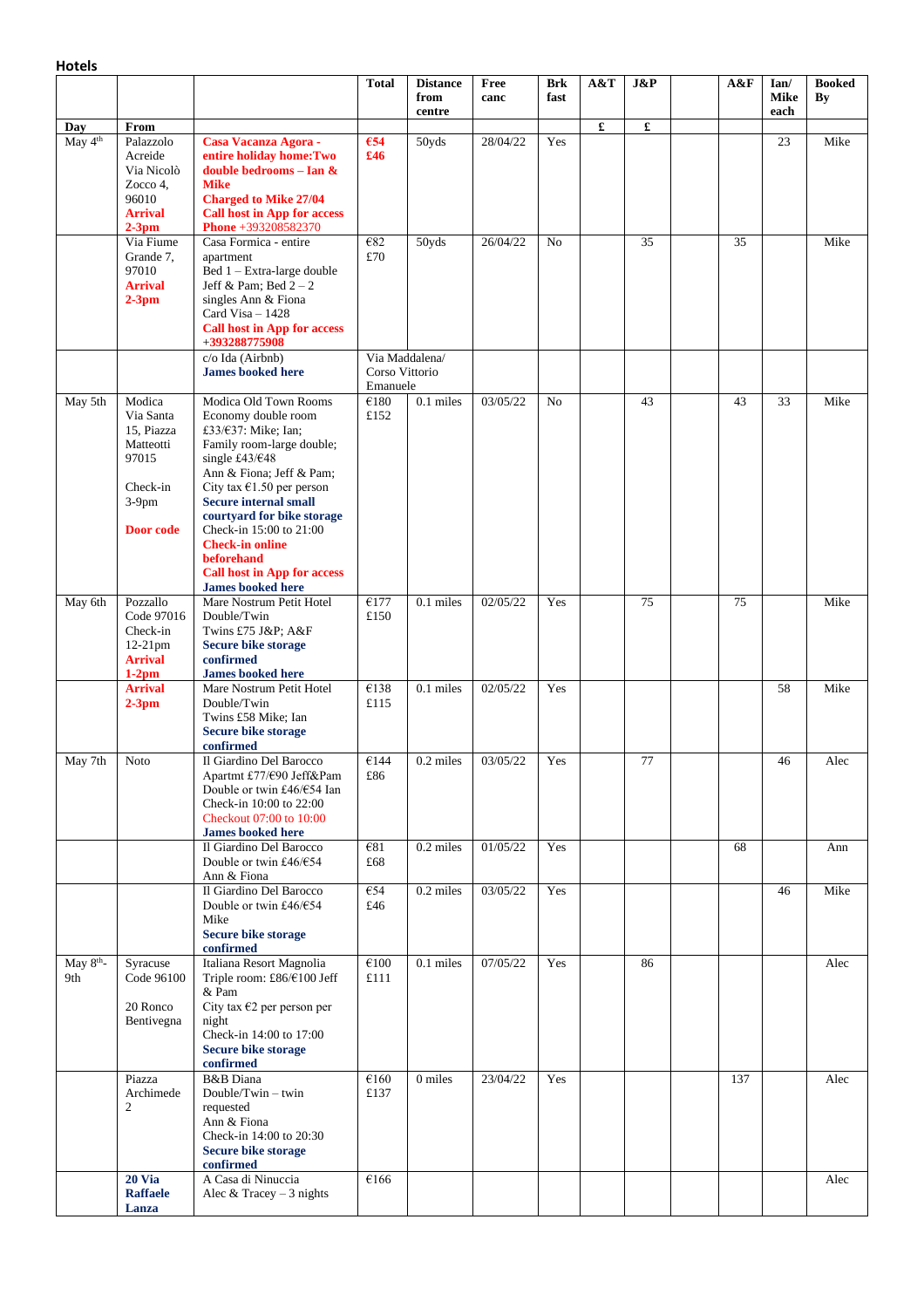## Hotels

| | | | Total | Distance from centre | Free canc | Brk fast | A&T | J&P | | A&F | Ian/ Mike each | Booked By |
|---|---|---|---|---|---|---|---|---|---|---|---|---|
| **Day** | **From** | | | | | | **£** | **£** | | | | |
| May 4th | Palazzolo Acreide Via Nicolò Zocco 4, 96010 **Arrival 2-3pm** | **Casa Vacanza Agora - entire holiday home:Two double bedrooms – Ian & Mike** **Charged to Mike 27/04** **Call host in App for access** **Phone** +393208582370 | **€54** **£46** | 50yds | 28/04/22 | Yes | | | | | 23 | Mike |
| | Via Fiume Grande 7, 97010 **Arrival 2-3pm** | Casa Formica - entire apartment Bed 1 – Extra-large double Jeff & Pam; Bed 2 – 2 singles Ann & Fiona Card Visa – 1428 **Call host in App for access** **+393288775908** | €82 £70 | 50yds | 26/04/22 | No | | 35 | | 35 | | Mike |
| | | c/o Ida (Airbnb) **James booked here** | Via Maddalena/ Corso Vittorio Emanuele | | | | | | | | | |
| May 5th | Modica Via Santa 15, Piazza Matteotti 97015 Check-in 3-9pm **Door code** | Modica Old Town Rooms Economy double room £33/€37: Mike; Ian; Family room-large double; single £43/€48 Ann & Fiona; Jeff & Pam; City tax €1.50 per person **Secure internal small courtyard for bike storage** Check-in 15:00 to 21:00 **Check-in online beforehand** **Call host in App for access** **James booked here** | €180 £152 | 0.1 miles | 03/05/22 | No | | 43 | | 43 | 33 | Mike |
| May 6th | Pozzallo Code 97016 Check-in 12-21pm **Arrival 1-2pm** | Mare Nostrum Petit Hotel Double/Twin Twins £75 J&P; A&F **Secure bike storage confirmed** **James booked here** | €177 £150 | 0.1 miles | 02/05/22 | Yes | | 75 | | 75 | | Mike |
| | **Arrival 2-3pm** | Mare Nostrum Petit Hotel Double/Twin Twins £58 Mike; Ian **Secure bike storage confirmed** | €138 £115 | 0.1 miles | 02/05/22 | Yes | | | | | 58 | Mike |
| May 7th | Noto | Il Giardino Del Barocco Apartmt £77/€90 Jeff&Pam Double or twin £46/€54 Ian Check-in 10:00 to 22:00 Checkout 07:00 to 10:00 **James booked here** | €144 £86 | 0.2 miles | 03/05/22 | Yes | | 77 | | | 46 | Alec |
| | | Il Giardino Del Barocco Double or twin £46/€54 Ann & Fiona | €81 £68 | 0.2 miles | 01/05/22 | Yes | | | | 68 | | Ann |
| | | Il Giardino Del Barocco Double or twin £46/€54 Mike **Secure bike storage confirmed** | €54 £46 | 0.2 miles | 03/05/22 | Yes | | | | | 46 | Mike |
| May 8th-9th | Syracuse Code 96100 20 Ronco Bentivegna | Italiana Resort Magnolia Triple room: £86/€100 Jeff & Pam City tax €2 per person per night Check-in 14:00 to 17:00 **Secure bike storage confirmed** | €100 £111 | 0.1 miles | 07/05/22 | Yes | | 86 | | | | Alec |
| | Piazza Archimede 2 | B&B Diana Double/Twin – twin requested Ann & Fiona Check-in 14:00 to 20:30 **Secure bike storage confirmed** | €160 £137 | 0 miles | 23/04/22 | Yes | | | | 137 | | Alec |
| | **20 Via Raffaele Lanza** | A Casa di Ninuccia Alec & Tracey – 3 nights | €166 | | | | | | | | | Alec |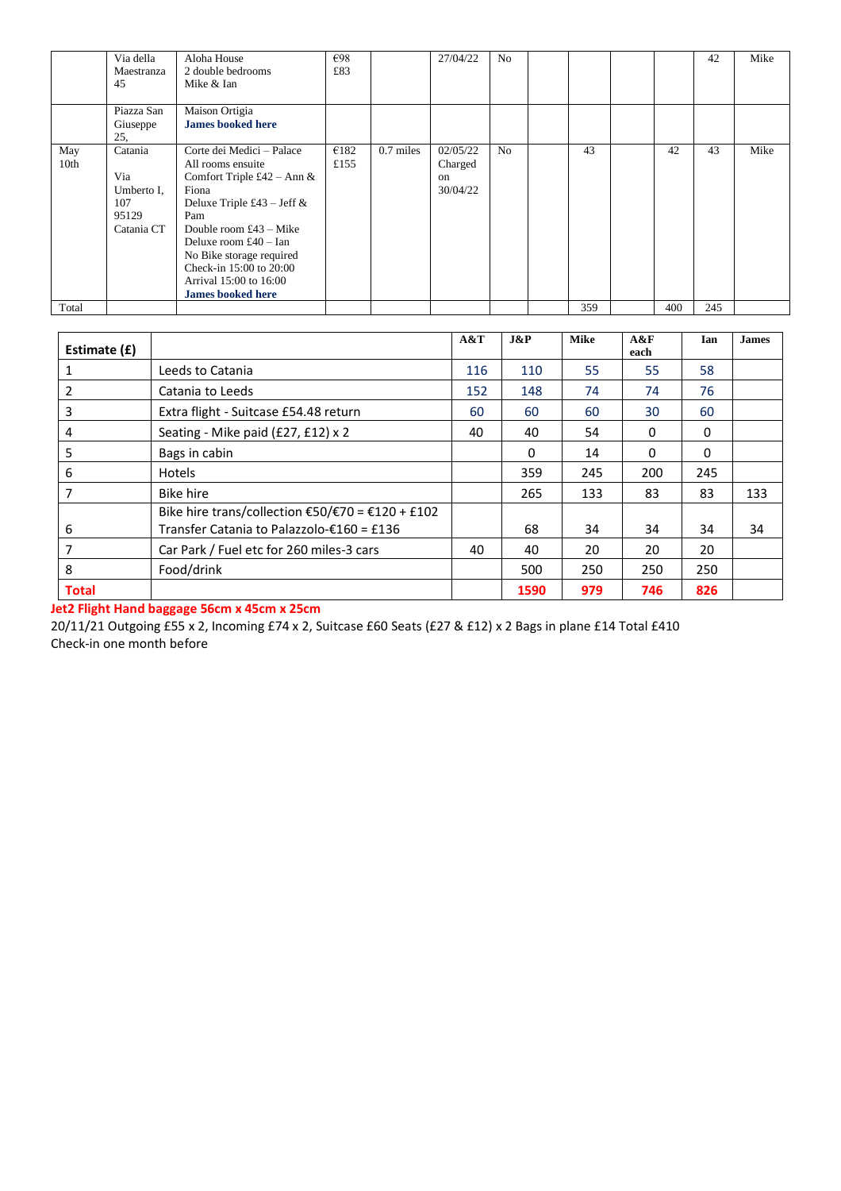| | | | | | | | | | | | | |
|---|---|---|---|---|---|---|---|---|---|---|---|---|
| | Via della Maestranza 45 | Aloha House<br>2 double bedrooms<br>Mike & Ian | €98<br>£83 | | 27/04/22 | No | | | | | 42 | Mike |
| | Piazza San Giuseppe 25, | Maison Ortigia<br>**James booked here** | | | | | | | | | | |
| May 10th | Catania<br><br>Via Umberto I, 107<br>95129 Catania CT | Corte dei Medici – Palace<br>All rooms ensuite<br>Comfort Triple £42 – Ann & Fiona<br>Deluxe Triple £43 – Jeff & Pam<br>Double room £43 – Mike<br>Deluxe room £40 – Ian<br>No Bike storage required<br>Check-in 15:00 to 20:00<br>Arrival 15:00 to 16:00<br>**James booked here** | €182<br>£155 | 0.7 miles | 02/05/22<br>Charged on 30/04/22 | No | | 43 | | 42 | 43 | Mike |
| Total | | | | | | | | 359 | | 400 | 245 | |

| **Estimate (£)** | | A&T | J&P | Mike | A&F each | Ian | James |
|---|---|---|---|---|---|---|---|
| 1 | Leeds to Catania | 116 | 110 | 55 | 55 | 58 | |
| 2 | Catania to Leeds | 152 | 148 | 74 | 74 | 76 | |
| 3 | Extra flight - Suitcase £54.48 return | 60 | 60 | 60 | 30 | 60 | |
| 4 | Seating - Mike paid (£27, £12) x 2 | 40 | 40 | 54 | 0 | 0 | |
| 5 | Bags in cabin | | 0 | 14 | 0 | 0 | |
| 6 | Hotels | | 359 | 245 | 200 | 245 | |
| 7 | Bike hire | | 265 | 133 | 83 | 83 | 133 |
| 6 | Bike hire trans/collection €50/€70 = €120 + £102<br>Transfer Catania to Palazzolo-€160 = £136 | | 68 | 34 | 34 | 34 | 34 |
| 7 | Car Park / Fuel etc for 260 miles-3 cars | 40 | 40 | 20 | 20 | 20 | |
| 8 | Food/drink | | 500 | 250 | 250 | 250 | |
| **Total** | | | **1590** | **979** | **746** | **826** | |

**Jet2 Flight Hand baggage 56cm x 45cm x 25cm**

20/11/21 Outgoing £55 x 2, Incoming £74 x 2, Suitcase £60 Seats (£27 & £12) x 2 Bags in plane £14 Total £410

Check-in one month before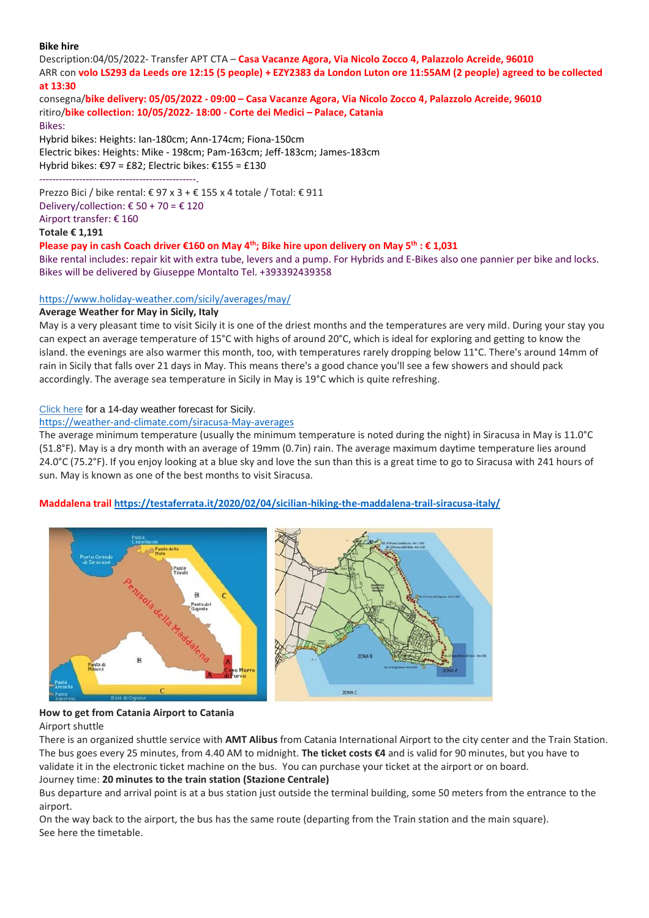**Bike hire**

Description:04/05/2022- Transfer APT CTA – **Casa Vacanze Agora, Via Nicolo Zocco 4, Palazzolo Acreide, 96010**

ARR con **volo LS293 da Leeds ore 12:15 (5 people) + EZY2383 da London Luton ore 11:55AM (2 people) agreed to be collected at 13:30**

consegna/**bike delivery: 05/05/2022 - 09:00 – Casa Vacanze Agora, Via Nicolo Zocco 4, Palazzolo Acreide, 96010**

ritiro/**bike collection: 10/05/2022- 18:00 - Corte dei Medici – Palace, Catania**

Bikes:

Hybrid bikes: Heights: Ian-180cm; Ann-174cm; Fiona-150cm

Electric bikes: Heights: Mike - 198cm; Pam-163cm; Jeff-183cm; James-183cm

Hybrid bikes: €97 = £82; Electric bikes: €155 = £130

------------------------------------------------.

Prezzo Bici / bike rental: € 97 x 3 + € 155 x 4 totale / Total: € 911

Delivery/collection: € 50 + 70 = € 120

Airport transfer: € 160

**Totale € 1,191**

**Please pay in cash Coach driver €160 on May 4th; Bike hire upon delivery on May 5th : € 1,031**

Bike rental includes: repair kit with extra tube, levers and a pump. For Hybrids and E-Bikes also one pannier per bike and locks. Bikes will be delivered by Giuseppe Montalto Tel. +393392439358

https://www.holiday-weather.com/sicily/averages/may/

**Average Weather for May in Sicily, Italy**

May is a very pleasant time to visit Sicily it is one of the driest months and the temperatures are very mild. During your stay you can expect an average temperature of 15°C with highs of around 20°C, which is ideal for exploring and getting to know the island. the evenings are also warmer this month, too, with temperatures rarely dropping below 11°C. There's around 14mm of rain in Sicily that falls over 21 days in May. This means there's a good chance you'll see a few showers and should pack accordingly. The average sea temperature in Sicily in May is 19°C which is quite refreshing.

Click here for a 14-day weather forecast for Sicily.

https://weather-and-climate.com/siracusa-May-averages

The average minimum temperature (usually the minimum temperature is noted during the night) in Siracusa in May is 11.0°C (51.8°F). May is a dry month with an average of 19mm (0.7in) rain. The average maximum daytime temperature lies around 24.0°C (75.2°F). If you enjoy looking at a blue sky and love the sun than this is a great time to go to Siracusa with 241 hours of sun. May is known as one of the best months to visit Siracusa.

**Maddalena trail https://testaferrata.it/2020/02/04/sicilian-hiking-the-maddalena-trail-siracusa-italy/**

**How to get from Catania Airport to Catania**

Airport shuttle

There is an organized shuttle service with **AMT Alibus** from Catania International Airport to the city center and the Train Station. The bus goes every 25 minutes, from 4.40 AM to midnight. **The ticket costs €4** and is valid for 90 minutes, but you have to validate it in the electronic ticket machine on the bus. You can purchase your ticket at the airport or on board.

Journey time: **20 minutes to the train station (Stazione Centrale)**

Bus departure and arrival point is at a bus station just outside the terminal building, some 50 meters from the entrance to the airport.

On the way back to the airport, the bus has the same route (departing from the Train station and the main square).

See here the timetable.